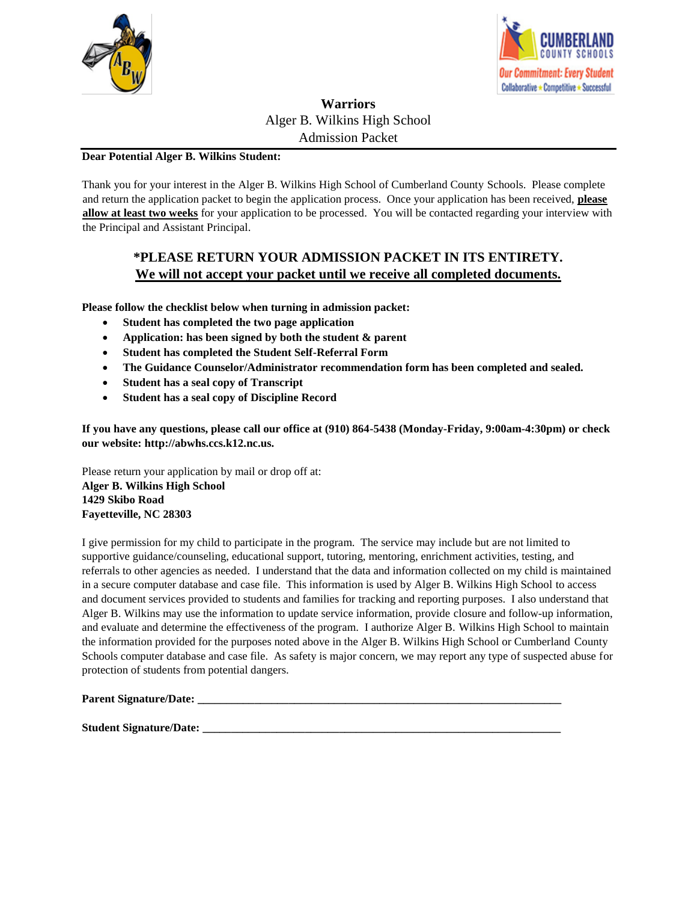**Warriors**

Alger B. Wilkins High School

Admission Packet

**Dear Potential Alger B. Wilkins Student:**

Thank you for your interest in the Alger B. Wilkins High School of Cumberland County Schools. Please complete and return the application packet to begin the application process. Once your application has been received, **please allow at least two weeks** for your application to be processed. You will be contacted regarding your interview with the Principal and Assistant Principal.

## *PLEASE RETURN YOUR ADMISSION PACKET IN ITS ENTIRETY. We will not accept your packet until we receive all completed documents.

**Please follow the checklist below when turning in admission packet:**

- **Student has completed the two page application**
- **Application: has been signed by both the student & parent**
- **Student has completed the Student Self-Referral Form**
- **The Guidance Counselor/Administrator recommendation form has been completed and sealed.**
- **Student has a seal copy of Transcript**
- **Student has a seal copy of Discipline Record**

**If you have any questions, please call our office at (910) 864-5438 (Monday-Friday, 9:00am-4:30pm) or check our website: http://abwhs.ccs.k12.nc.us.**

Please return your application by mail or drop off at:
**Alger B. Wilkins High School**
**1429 Skibo Road**
**Fayetteville, NC 28303**

I give permission for my child to participate in the program. The service may include but are not limited to supportive guidance/counseling, educational support, tutoring, mentoring, enrichment activities, testing, and referrals to other agencies as needed. I understand that the data and information collected on my child is maintained in a secure computer database and case file. This information is used by Alger B. Wilkins High School to access and document services provided to students and families for tracking and reporting purposes. I also understand that Alger B. Wilkins may use the information to update service information, provide closure and follow-up information, and evaluate and determine the effectiveness of the program. I authorize Alger B. Wilkins High School to maintain the information provided for the purposes noted above in the Alger B. Wilkins High School or Cumberland County Schools computer database and case file. As safety is major concern, we may report any type of suspected abuse for protection of students from potential dangers.

**Parent Signature/Date:** ___________________________________________________________

**Student Signature/Date:** __________________________________________________________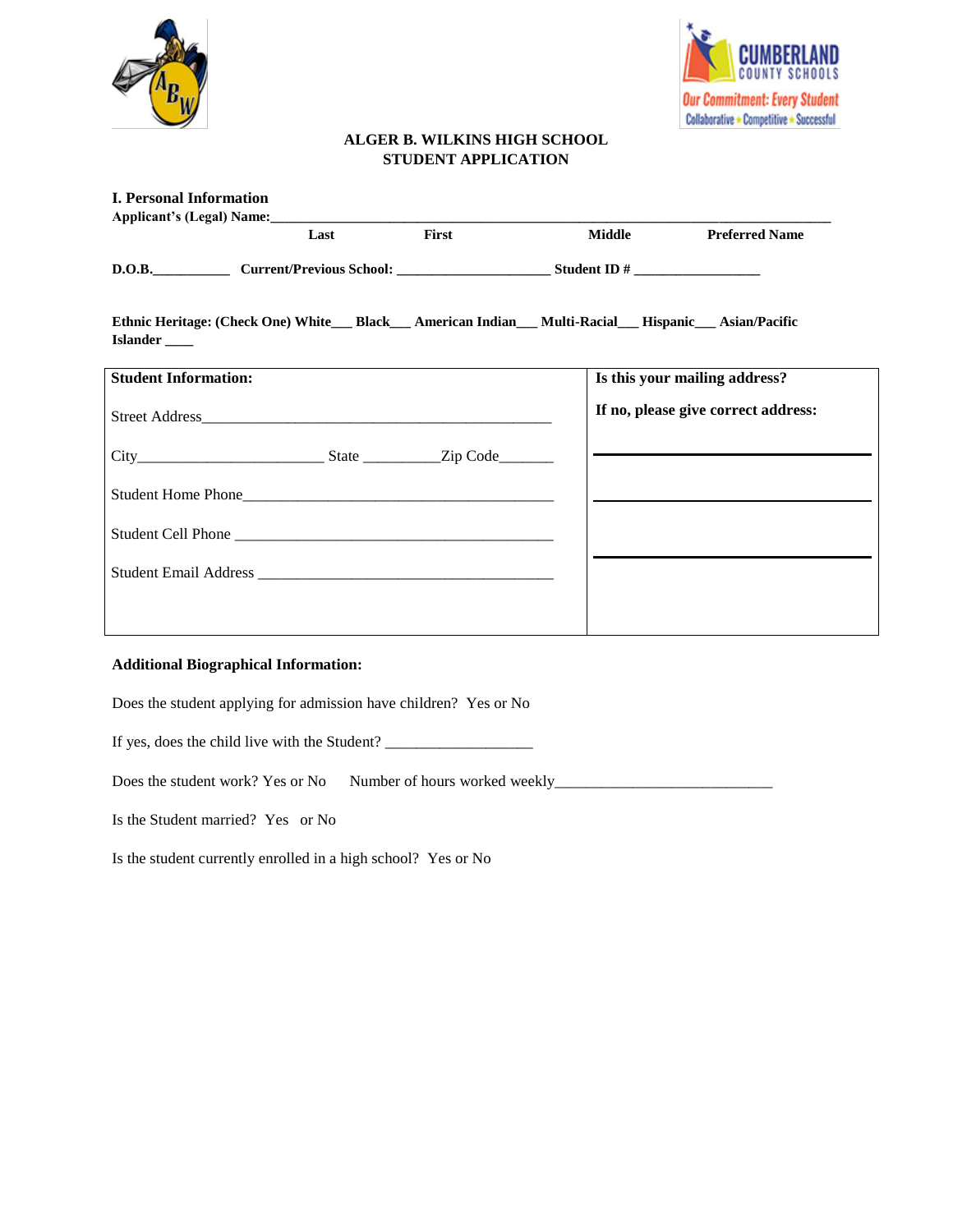# ALGER B. WILKINS HIGH SCHOOL
## STUDENT APPLICATION

### I. Personal Information

**Applicant's (Legal) Name:**\_\_\_\_\_\_\_\_\_\_\_\_\_\_\_\_\_\_\_\_\_\_\_\_\_\_\_\_\_\_\_\_\_\_\_\_\_\_\_\_\_\_\_\_\_\_\_\_\_\_\_\_\_\_\_\_\_\_\_\_\_\_\_\_\_\_\_\_\_\_\_

**Last** **First** **Middle** **Preferred Name**

**D.O.B.**\_\_\_\_\_\_\_\_\_\_\_ **Current/Previous School:** \_\_\_\_\_\_\_\_\_\_\_\_\_\_\_\_\_\_\_\_\_\_ **Student ID #** \_\_\_\_\_\_\_\_\_\_\_\_\_\_\_\_\_\_

**Ethnic Heritage: (Check One) White\_\_\_ Black\_\_\_ American Indian\_\_\_ Multi-Racial\_\_\_ Hispanic\_\_\_ Asian/Pacific Islander \_\_\_\_**

| **Student Information:** | **Is this your mailing address?** |
|---|---|
| Street Address\_\_\_\_\_\_\_\_\_\_\_\_\_\_\_\_\_\_\_\_\_\_\_\_\_\_\_\_\_\_\_\_\_\_\_\_\_\_\_\_\_\_\_\_\_\_\_\_\_ | **If no, please give correct address:** |
| City\_\_\_\_\_\_\_\_\_\_\_\_\_\_\_\_\_\_\_\_\_\_\_\_\_\_ State \_\_\_\_\_\_\_\_\_\_Zip Code\_\_\_\_\_\_\_ | \_\_\_\_\_\_\_\_\_\_\_\_\_\_\_\_\_\_\_\_\_\_\_\_\_\_\_\_\_\_\_\_ |
| Student Home Phone\_\_\_\_\_\_\_\_\_\_\_\_\_\_\_\_\_\_\_\_\_\_\_\_\_\_\_\_\_\_\_\_\_\_\_\_\_\_\_\_\_\_\_ | \_\_\_\_\_\_\_\_\_\_\_\_\_\_\_\_\_\_\_\_\_\_\_\_\_\_\_\_\_\_\_\_ |
| Student Cell Phone \_\_\_\_\_\_\_\_\_\_\_\_\_\_\_\_\_\_\_\_\_\_\_\_\_\_\_\_\_\_\_\_\_\_\_\_\_\_\_\_\_\_\_ | \_\_\_\_\_\_\_\_\_\_\_\_\_\_\_\_\_\_\_\_\_\_\_\_\_\_\_\_\_\_\_\_ |
| Student Email Address \_\_\_\_\_\_\_\_\_\_\_\_\_\_\_\_\_\_\_\_\_\_\_\_\_\_\_\_\_\_\_\_\_\_\_\_\_\_\_\_ | |

### Additional Biographical Information:

Does the student applying for admission have children? Yes or No

If yes, does the child live with the Student? \_\_\_\_\_\_\_\_\_\_\_\_\_\_\_\_\_\_\_

Does the student work? Yes or No Number of hours worked weekly\_\_\_\_\_\_\_\_\_\_\_\_\_\_\_\_\_\_\_\_\_\_\_\_\_\_\_\_\_

Is the Student married? Yes or No

Is the student currently enrolled in a high school? Yes or No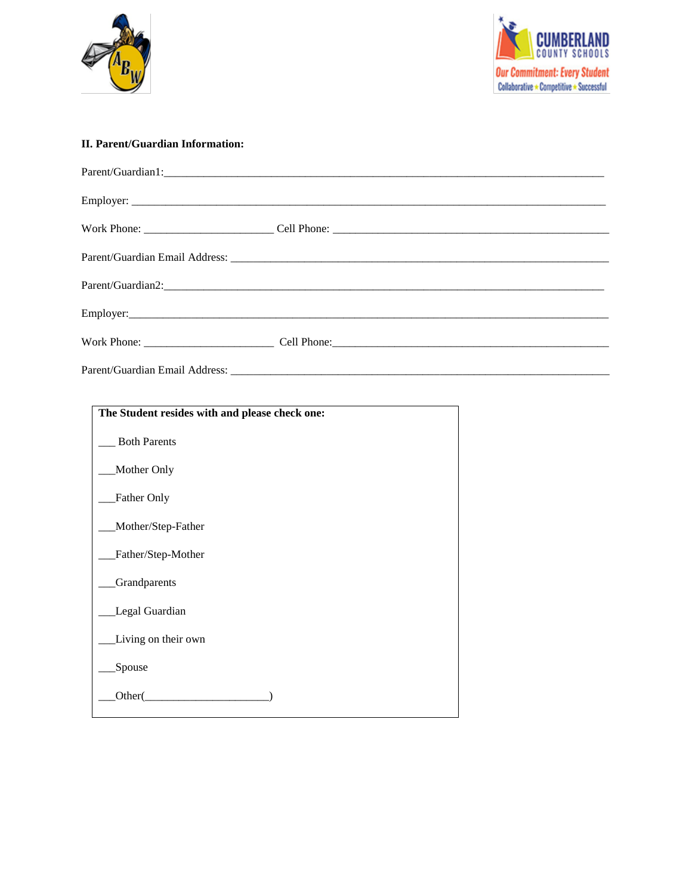**II. Parent/Guardian Information:**

Parent/Guardian1:______________________________________________________________________________

Employer: ______________________________________________________________________________

Work Phone: ______________________ Cell Phone: _______________________________________________

Parent/Guardian Email Address: _________________________________________________________________

Parent/Guardian2:______________________________________________________________________________

Employer:_______________________________________________________________________________

Work Phone: ______________________ Cell Phone:_______________________________________________

Parent/Guardian Email Address: _________________________________________________________________

**The Student resides with and please check one:**

___ Both Parents

___Mother Only

___Father Only

___Mother/Step-Father

___Father/Step-Mother

___Grandparents

___Legal Guardian

___Living on their own

___Spouse

___Other(______________________)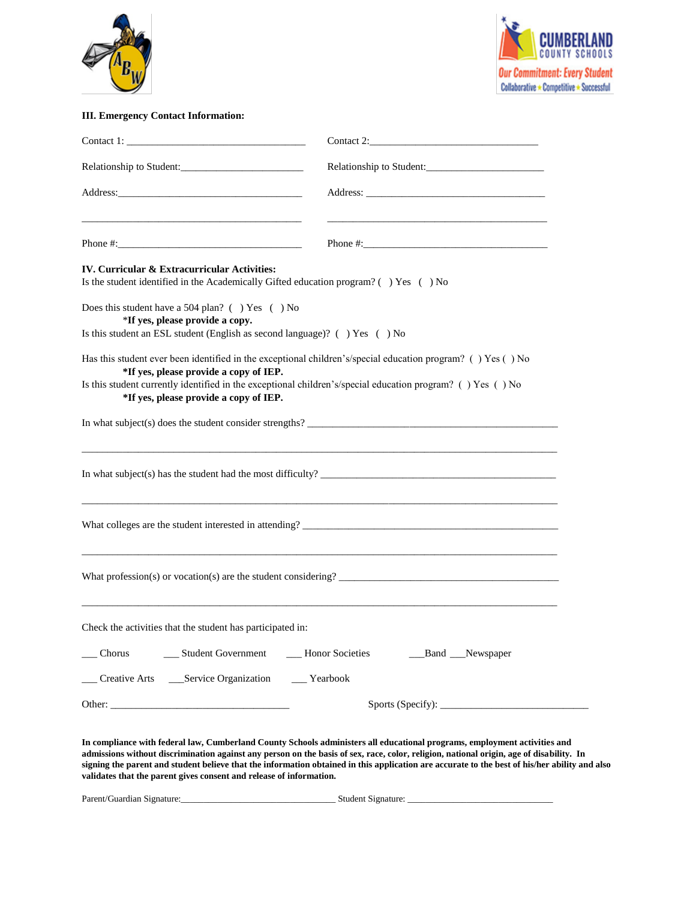### III. Emergency Contact Information:

Contact 1: ___________________________________ Contact 2:________________________________

Relationship to Student:________________________ Relationship to Student:______________________

Address:____________________________________ Address: ___________________________________

___________________________________________ ___________________________________________

Phone #:____________________________________ Phone #:____________________________________

### IV. Curricular & Extracurricular Activities:

Is the student identified in the Academically Gifted education program? ( ) Yes ( ) No

Does this student have a 504 plan? ( ) Yes ( ) No
*If yes, please provide a copy.*

Is this student an ESL student (English as second language)? ( ) Yes ( ) No

Has this student ever been identified in the exceptional children's/special education program? ( ) Yes ( ) No
**\*If yes, please provide a copy of IEP.**

Is this student currently identified in the exceptional children's/special education program? ( ) Yes ( ) No
**\*If yes, please provide a copy of IEP.**

In what subject(s) does the student consider strengths? _______________________________________________

_____________________________________________________________________________________________

In what subject(s) has the student had the most difficulty? _____________________________________________

_____________________________________________________________________________________________

What colleges are the student interested in attending? _________________________________________________

_____________________________________________________________________________________________

What profession(s) or vocation(s) are the student considering? __________________________________________

_____________________________________________________________________________________________

Check the activities that the student has participated in:

___ Chorus ___ Student Government ___ Honor Societies ___Band ___Newspaper

___ Creative Arts ___Service Organization ___ Yearbook

Other: ___________________________________ Sports (Specify): ____________________________

**In compliance with federal law, Cumberland County Schools administers all educational programs, employment activities and admissions without discrimination against any person on the basis of sex, race, color, religion, national origin, age of disability. In signing the parent and student believe that the information obtained in this application are accurate to the best of his/her ability and also validates that the parent gives consent and release of information.**

Parent/Guardian Signature:________________________________ Student Signature: ______________________________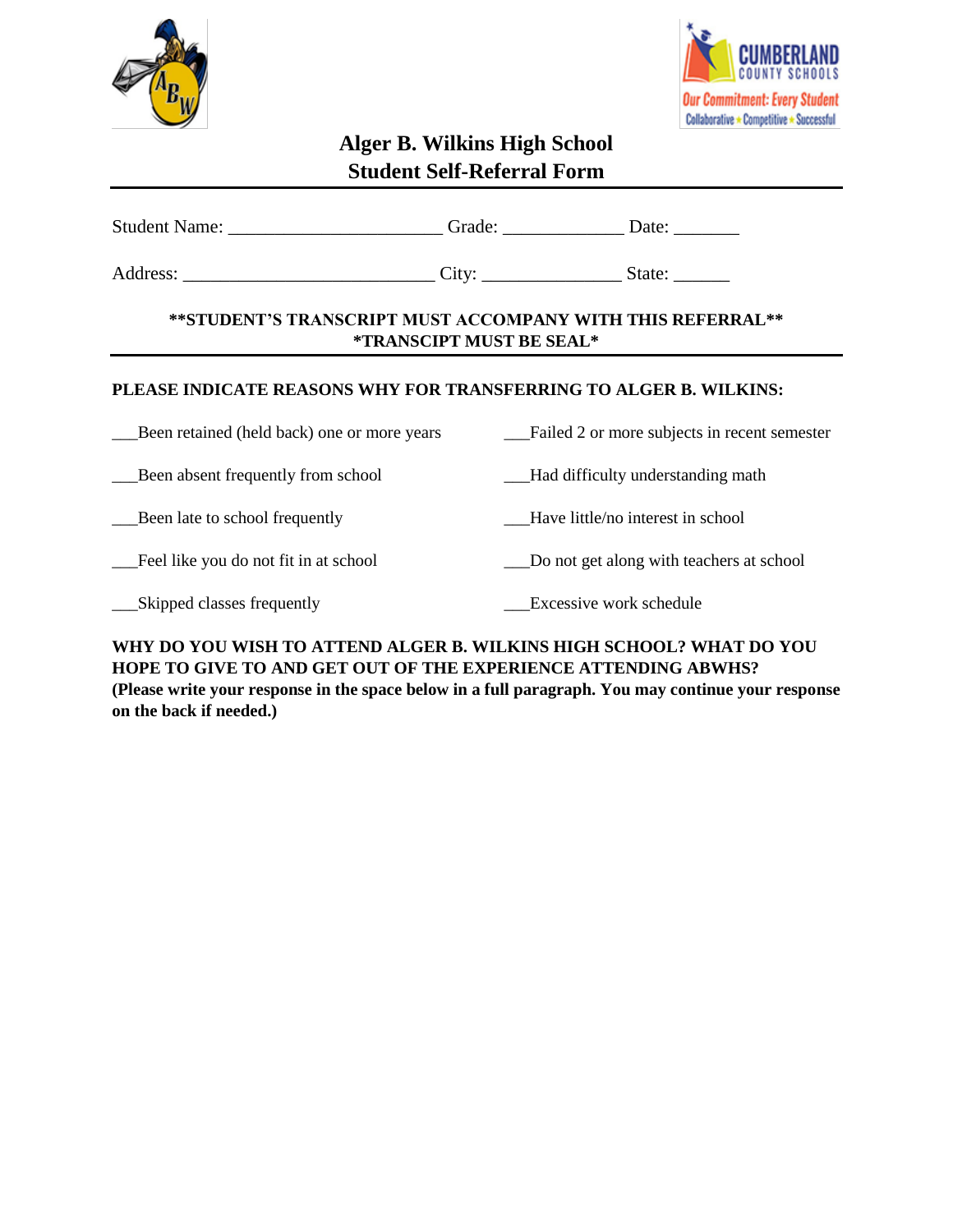# Alger B. Wilkins High School
## Student Self-Referral Form

Student Name: ______________________ Grade: ____________ Date: _______

Address: __________________________ City: ______________ State: ______

**\*\*STUDENT'S TRANSCRIPT MUST ACCOMPANY WITH THIS REFERRAL\*\***
**\*TRANSCIPT MUST BE SEAL\***

**PLEASE INDICATE REASONS WHY FOR TRANSFERRING TO ALGER B. WILKINS:**

___Been retained (held back) one or more years

___Been absent frequently from school

___Been late to school frequently

___Feel like you do not fit in at school

___Skipped classes frequently

___Failed 2 or more subjects in recent semester

___Had difficulty understanding math

___Have little/no interest in school

___Do not get along with teachers at school

___Excessive work schedule

**WHY DO YOU WISH TO ATTEND ALGER B. WILKINS HIGH SCHOOL? WHAT DO YOU HOPE TO GIVE TO AND GET OUT OF THE EXPERIENCE ATTENDING ABWHS? (Please write your response in the space below in a full paragraph. You may continue your response on the back if needed.)**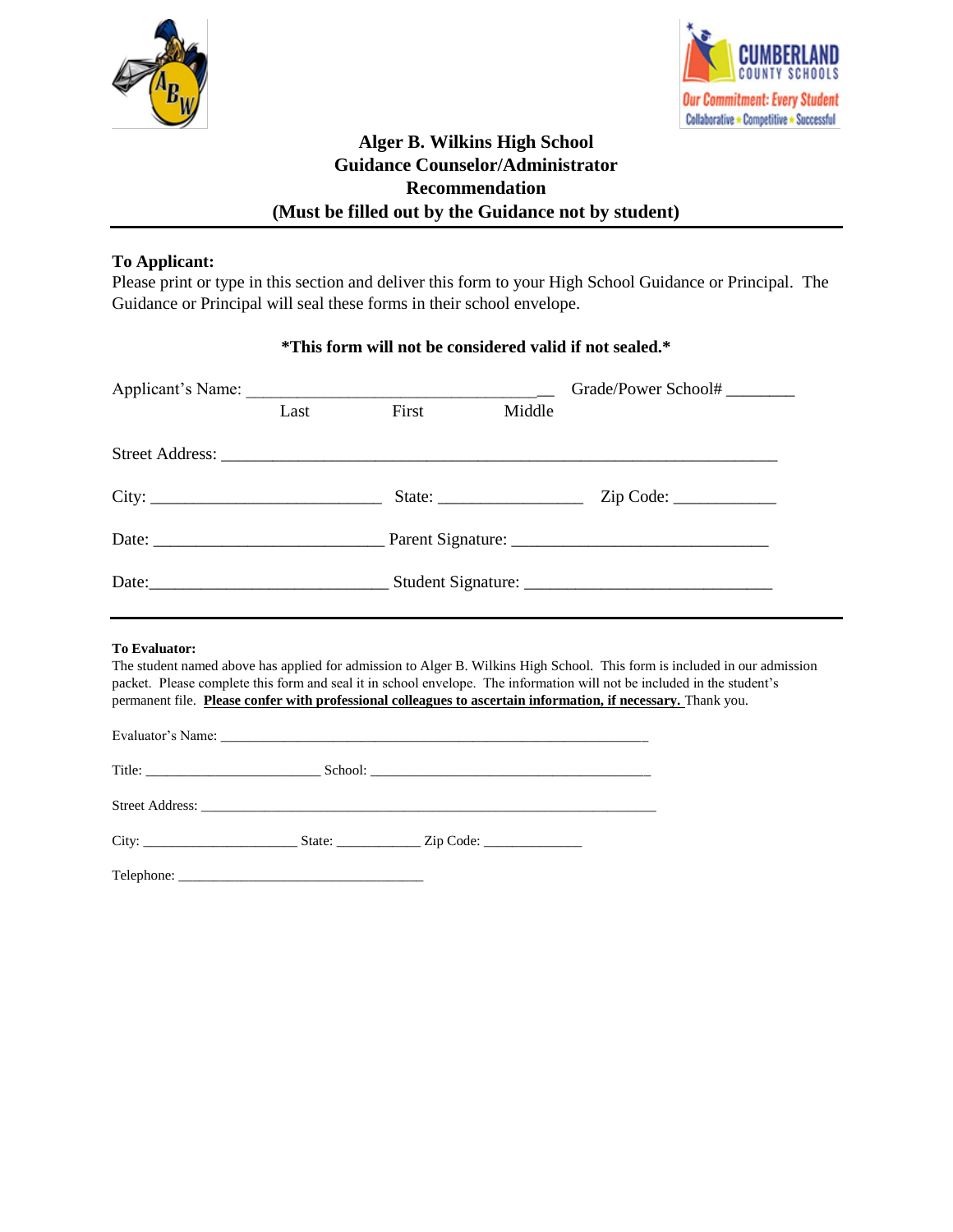# Alger B. Wilkins High School
## Guidance Counselor/Administrator Recommendation
## (Must be filled out by the Guidance not by student)

---

**To Applicant:**

Please print or type in this section and deliver this form to your High School Guidance or Principal. The Guidance or Principal will seal these forms in their school envelope.

**\*This form will not be considered valid if not sealed.\***

Applicant's Name: ___________________________________ Grade/Power School# ________
Last First Middle

Street Address: ______________________________________________________________

City: __________________________ State: ________________ Zip Code: ___________

Date: __________________________ Parent Signature: _____________________________

Date: ___________________________ Student Signature: ____________________________

---

**To Evaluator:**

The student named above has applied for admission to Alger B. Wilkins High School. This form is included in our admission packet. Please complete this form and seal it in school envelope. The information will not be included in the student's permanent file. **Please confer with professional colleagues to ascertain information, if necessary.** Thank you.

Evaluator's Name: ____________________________________________________________

Title: ________________________ School: ______________________________________

Street Address: ______________________________________________________________

City: _____________________ State: ___________ Zip Code: _____________

Telephone: __________________________________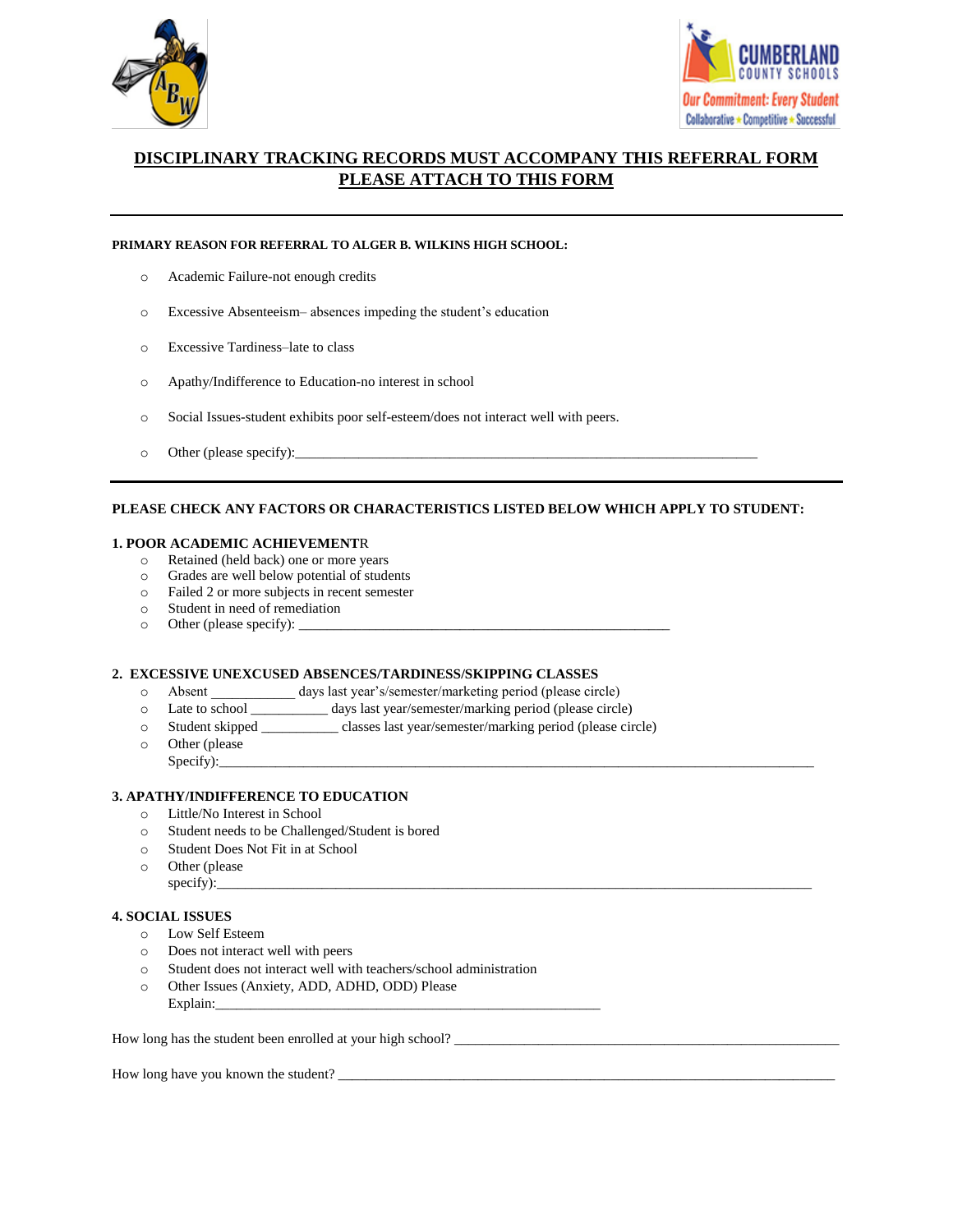**DISCIPLINARY TRACKING RECORDS MUST ACCOMPANY THIS REFERRAL FORM**
**PLEASE ATTACH TO THIS FORM**

---

**PRIMARY REASON FOR REFERRAL TO ALGER B. WILKINS HIGH SCHOOL:**

- ○ Academic Failure-not enough credits
- ○ Excessive Absenteeism– absences impeding the student's education
- ○ Excessive Tardiness–late to class
- ○ Apathy/Indifference to Education-no interest in school
- ○ Social Issues-student exhibits poor self-esteem/does not interact well with peers.
- ○ Other (please specify):___________________________________________________________________

---

**PLEASE CHECK ANY FACTORS OR CHARACTERISTICS LISTED BELOW WHICH APPLY TO STUDENT:**

**1. POOR ACADEMIC ACHIEVEMENTR**

- ○ Retained (held back) one or more years
- ○ Grades are well below potential of students
- ○ Failed 2 or more subjects in recent semester
- ○ Student in need of remediation
- ○ Other (please specify): ______________________________________________________

**2. EXCESSIVE UNEXCUSED ABSENCES/TARDINESS/SKIPPING CLASSES**

- ○ Absent ____________ days last year's/semester/marketing period (please circle)
- ○ Late to school ___________ days last year/semester/marking period (please circle)
- ○ Student skipped ___________ classes last year/semester/marking period (please circle)
- ○ Other (please Specify):_____________________________________________________________________________________

**3. APATHY/INDIFFERENCE TO EDUCATION**

- ○ Little/No Interest in School
- ○ Student needs to be Challenged/Student is bored
- ○ Student Does Not Fit in at School
- ○ Other (please specify):_____________________________________________________________________________________

**4. SOCIAL ISSUES**

- ○ Low Self Esteem
- ○ Does not interact well with peers
- ○ Student does not interact well with teachers/school administration
- ○ Other Issues (Anxiety, ADD, ADHD, ODD) Please Explain:_________________________________________________________

How long has the student been enrolled at your high school? _______________________________________________________

How long have you known the student? __________________________________________________________________________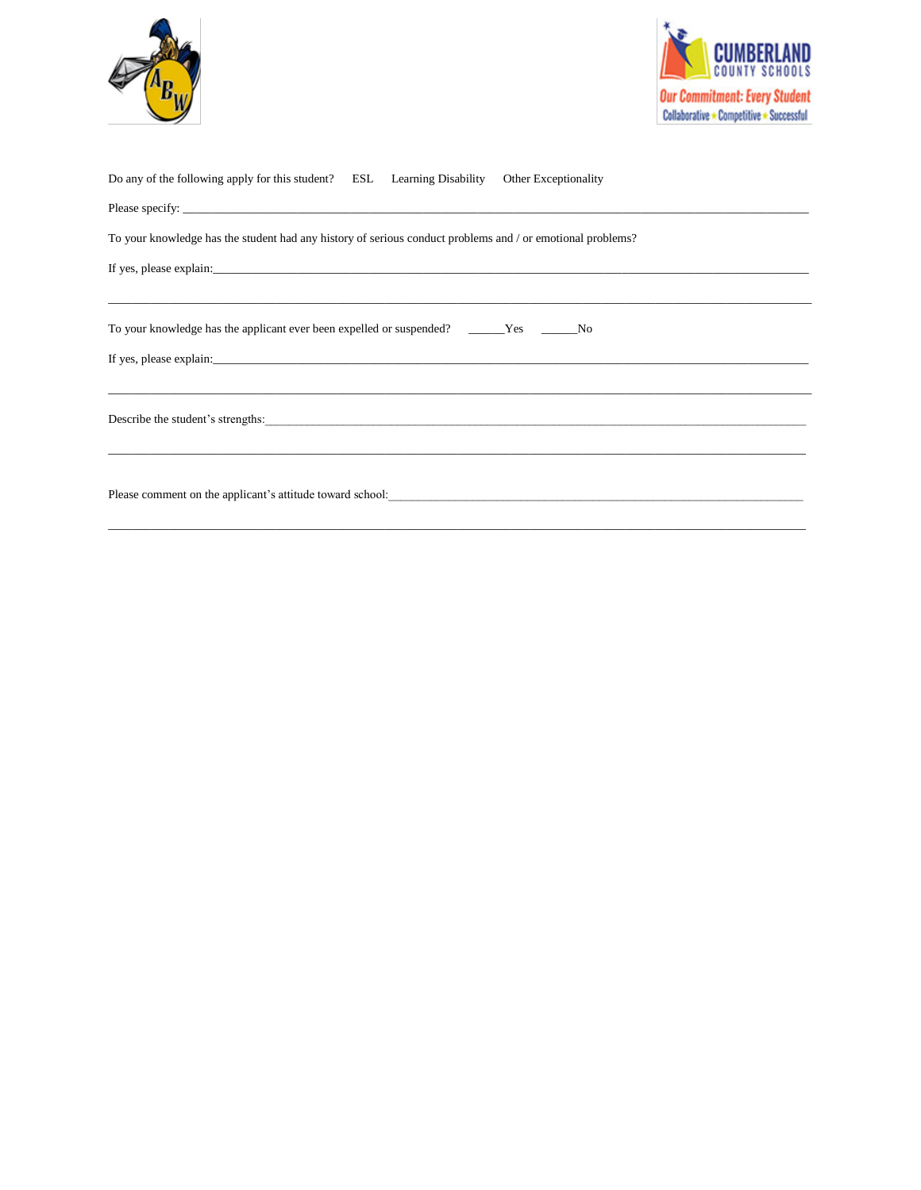Do any of the following apply for this student?   ESL   Learning Disability   Other Exceptionality

Please specify: ___________________________________________________________________________________________

To your knowledge has the student had any history of serious conduct problems and / or emotional problems?

If yes, please explain:_______________________________________________________________________________________

_____________________________________________________________________________________________________________

To your knowledge has the applicant ever been expelled or suspended?   ______Yes   ______No

If yes, please explain:_______________________________________________________________________________________

_____________________________________________________________________________________________________________

Describe the student's strengths:_____________________________________________________________________________

_____________________________________________________________________________________________________________

Please comment on the applicant's attitude toward school:______________________________________________________

_____________________________________________________________________________________________________________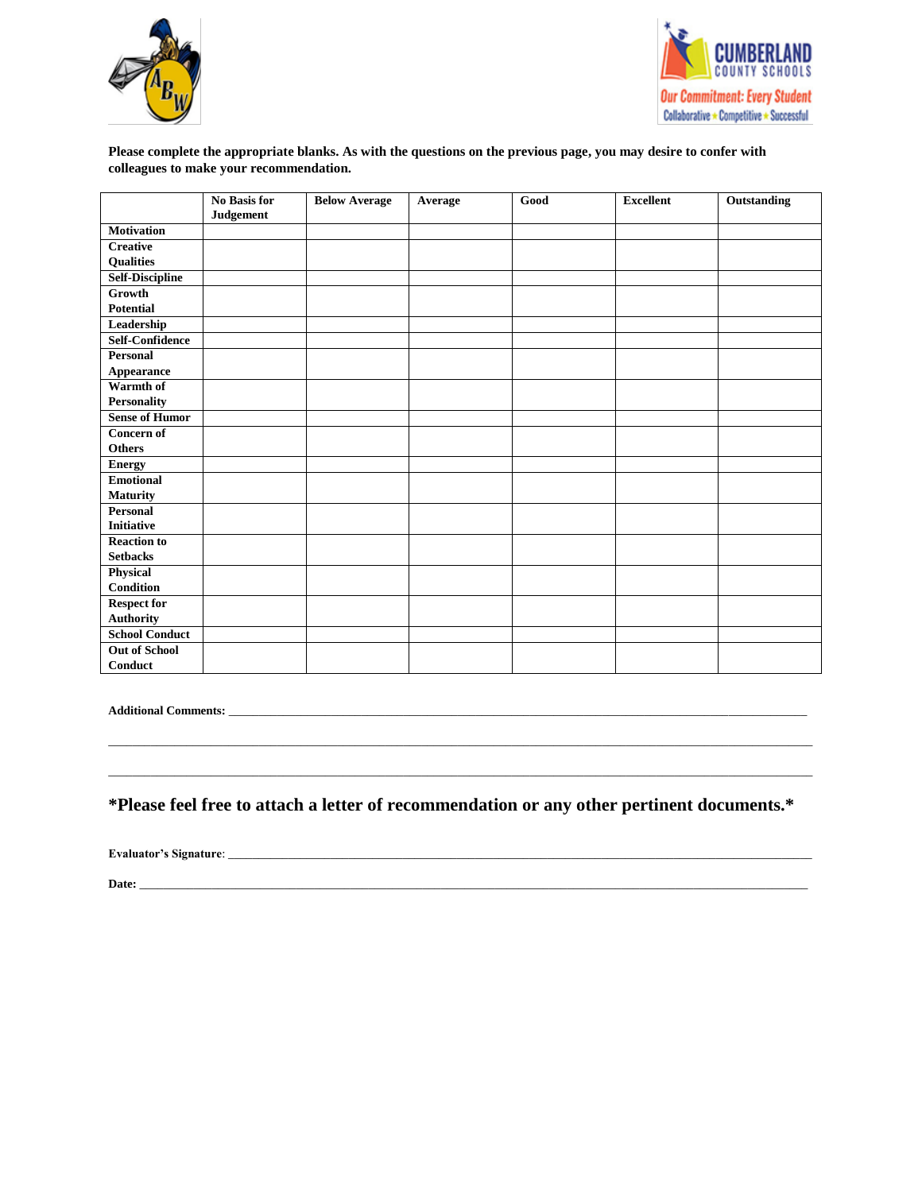**Please complete the appropriate blanks. As with the questions on the previous page, you may desire to confer with colleagues to make your recommendation.**

| | No Basis for Judgement | Below Average | Average | Good | Excellent | Outstanding |
|---|---|---|---|---|---|---|
| **Motivation** | | | | | | |
| **Creative Qualities** | | | | | | |
| **Self-Discipline** | | | | | | |
| **Growth Potential** | | | | | | |
| **Leadership** | | | | | | |
| **Self-Confidence** | | | | | | |
| **Personal Appearance** | | | | | | |
| **Warmth of Personality** | | | | | | |
| **Sense of Humor** | | | | | | |
| **Concern of Others** | | | | | | |
| **Energy** | | | | | | |
| **Emotional Maturity** | | | | | | |
| **Personal Initiative** | | | | | | |
| **Reaction to Setbacks** | | | | | | |
| **Physical Condition** | | | | | | |
| **Respect for Authority** | | | | | | |
| **School Conduct** | | | | | | |
| **Out of School Conduct** | | | | | | |

**Additional Comments:** ____________________________________________________________________________

______________________________________________________________________________________________

______________________________________________________________________________________________

## *Please feel free to attach a letter of recommendation or any other pertinent documents.*

**Evaluator's Signature**: ___________________________________________________________________________

**Date:** ______________________________________________________________________________________